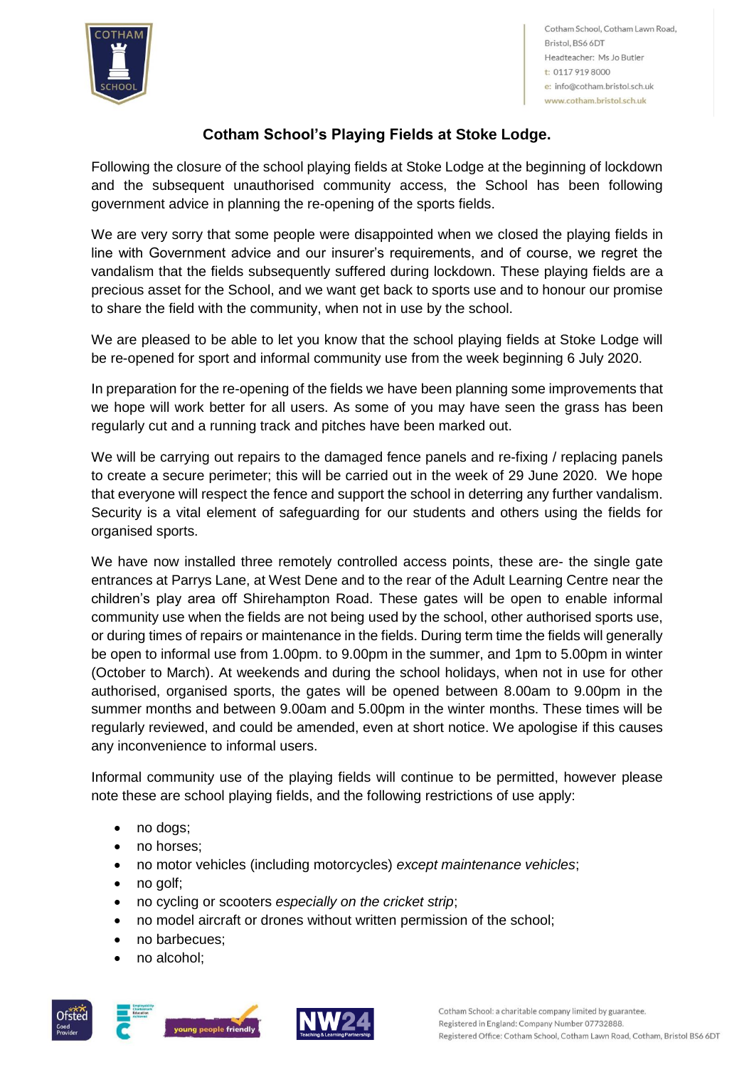Cotham School, Cotham Lawn Road,
Bristol, BS6 6DT
Headteacher: Ms Jo Butler
t: 0117 919 8000
e: info@cotham.bristol.sch.uk
www.cotham.bristol.sch.uk

## Cotham School's Playing Fields at Stoke Lodge.

Following the closure of the school playing fields at Stoke Lodge at the beginning of lockdown and the subsequent unauthorised community access, the School has been following government advice in planning the re-opening of the sports fields.

We are very sorry that some people were disappointed when we closed the playing fields in line with Government advice and our insurer's requirements, and of course, we regret the vandalism that the fields subsequently suffered during lockdown. These playing fields are a precious asset for the School, and we want get back to sports use and to honour our promise to share the field with the community, when not in use by the school.

We are pleased to be able to let you know that the school playing fields at Stoke Lodge will be re-opened for sport and informal community use from the week beginning 6 July 2020.

In preparation for the re-opening of the fields we have been planning some improvements that we hope will work better for all users. As some of you may have seen the grass has been regularly cut and a running track and pitches have been marked out.

We will be carrying out repairs to the damaged fence panels and re-fixing / replacing panels to create a secure perimeter; this will be carried out in the week of 29 June 2020. We hope that everyone will respect the fence and support the school in deterring any further vandalism. Security is a vital element of safeguarding for our students and others using the fields for organised sports.

We have now installed three remotely controlled access points, these are- the single gate entrances at Parrys Lane, at West Dene and to the rear of the Adult Learning Centre near the children's play area off Shirehampton Road. These gates will be open to enable informal community use when the fields are not being used by the school, other authorised sports use, or during times of repairs or maintenance in the fields. During term time the fields will generally be open to informal use from 1.00pm. to 9.00pm in the summer, and 1pm to 5.00pm in winter (October to March). At weekends and during the school holidays, when not in use for other authorised, organised sports, the gates will be opened between 8.00am to 9.00pm in the summer months and between 9.00am and 5.00pm in the winter months. These times will be regularly reviewed, and could be amended, even at short notice. We apologise if this causes any inconvenience to informal users.

Informal community use of the playing fields will continue to be permitted, however please note these are school playing fields, and the following restrictions of use apply:

- no dogs;
- no horses;
- no motor vehicles (including motorcycles) *except maintenance vehicles*;
- no golf;
- no cycling or scooters *especially on the cricket strip*;
- no model aircraft or drones without written permission of the school;
- no barbecues;
- no alcohol;

Cotham School: a charitable company limited by guarantee.
Registered in England: Company Number 07732888.
Registered Office: Cotham School, Cotham Lawn Road, Cotham, Bristol BS6 6DT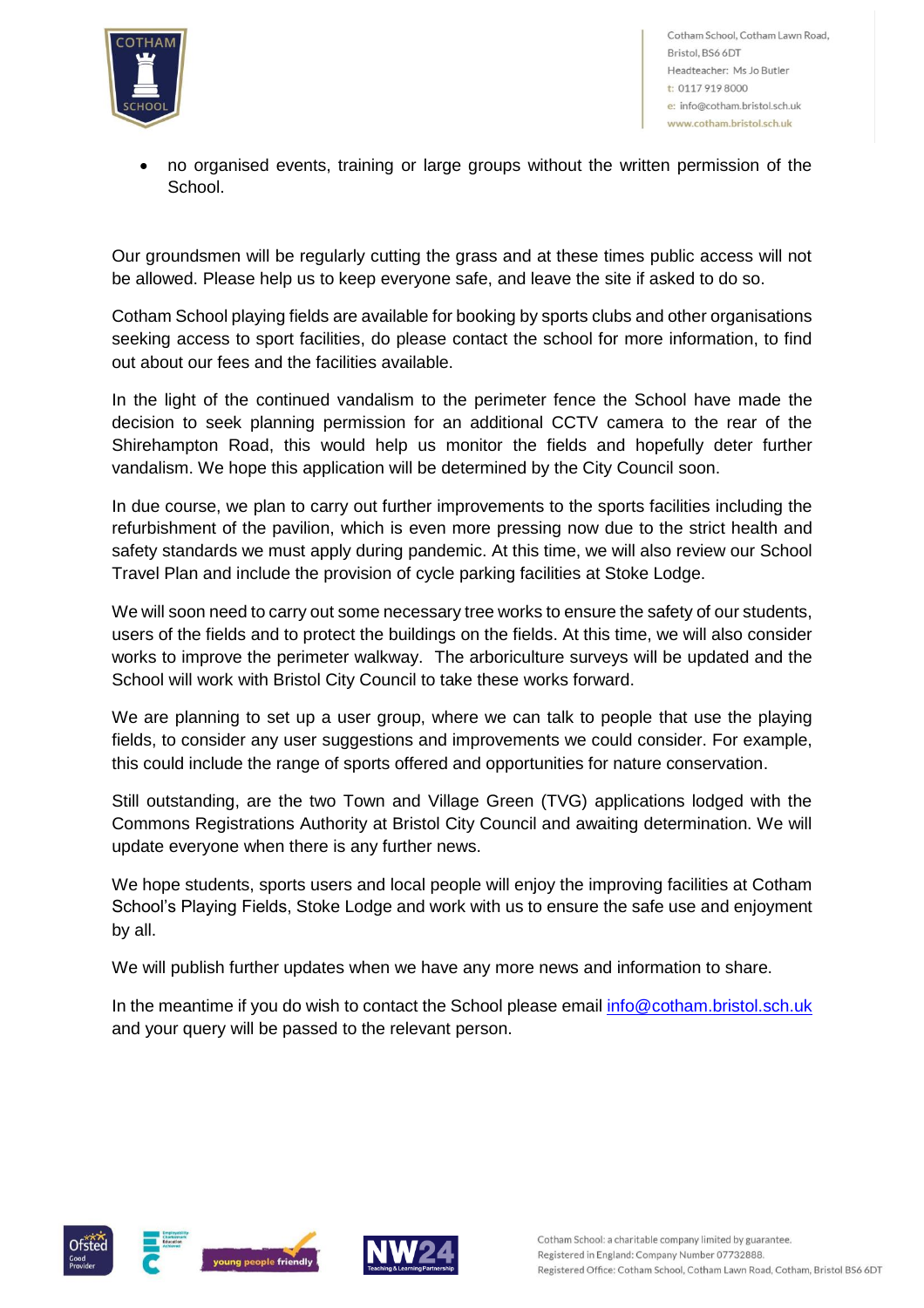- no organised events, training or large groups without the written permission of the School.

Our groundsmen will be regularly cutting the grass and at these times public access will not be allowed. Please help us to keep everyone safe, and leave the site if asked to do so.

Cotham School playing fields are available for booking by sports clubs and other organisations seeking access to sport facilities, do please contact the school for more information, to find out about our fees and the facilities available.

In the light of the continued vandalism to the perimeter fence the School have made the decision to seek planning permission for an additional CCTV camera to the rear of the Shirehampton Road, this would help us monitor the fields and hopefully deter further vandalism. We hope this application will be determined by the City Council soon.

In due course, we plan to carry out further improvements to the sports facilities including the refurbishment of the pavilion, which is even more pressing now due to the strict health and safety standards we must apply during pandemic. At this time, we will also review our School Travel Plan and include the provision of cycle parking facilities at Stoke Lodge.

We will soon need to carry out some necessary tree works to ensure the safety of our students, users of the fields and to protect the buildings on the fields. At this time, we will also consider works to improve the perimeter walkway. The arboriculture surveys will be updated and the School will work with Bristol City Council to take these works forward.

We are planning to set up a user group, where we can talk to people that use the playing fields, to consider any user suggestions and improvements we could consider. For example, this could include the range of sports offered and opportunities for nature conservation.

Still outstanding, are the two Town and Village Green (TVG) applications lodged with the Commons Registrations Authority at Bristol City Council and awaiting determination. We will update everyone when there is any further news.

We hope students, sports users and local people will enjoy the improving facilities at Cotham School's Playing Fields, Stoke Lodge and work with us to ensure the safe use and enjoyment by all.

We will publish further updates when we have any more news and information to share.

In the meantime if you do wish to contact the School please email info@cotham.bristol.sch.uk and your query will be passed to the relevant person.